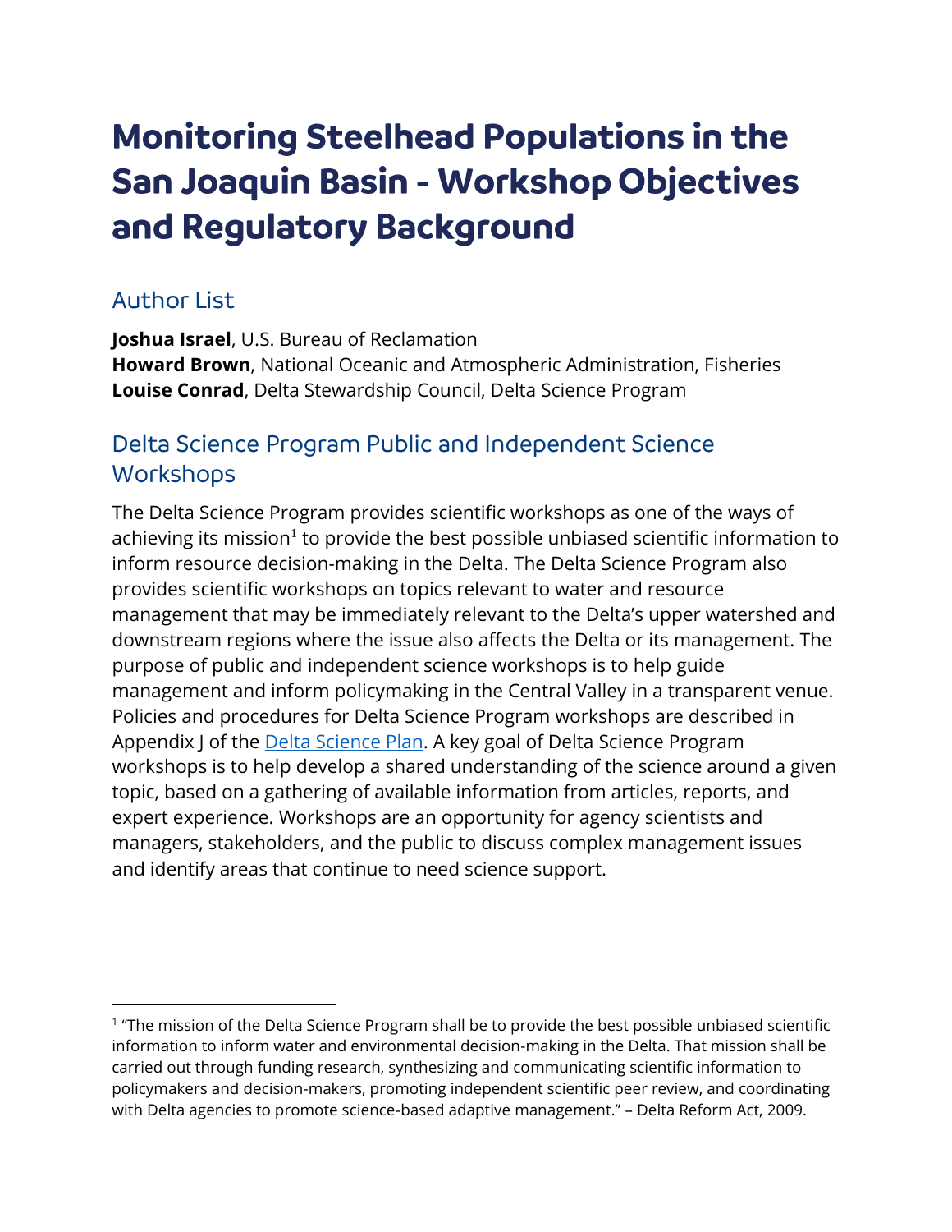# Monitoring Steelhead Populations in the San Joaquin Basin - Workshop Objectives and Regulatory Background

## Author List

**Joshua Israel**, U.S. Bureau of Reclamation
**Howard Brown**, National Oceanic and Atmospheric Administration, Fisheries
**Louise Conrad**, Delta Stewardship Council, Delta Science Program

## Delta Science Program Public and Independent Science Workshops

The Delta Science Program provides scientific workshops as one of the ways of achieving its mission[1] to provide the best possible unbiased scientific information to inform resource decision-making in the Delta. The Delta Science Program also provides scientific workshops on topics relevant to water and resource management that may be immediately relevant to the Delta's upper watershed and downstream regions where the issue also affects the Delta or its management. The purpose of public and independent science workshops is to help guide management and inform policymaking in the Central Valley in a transparent venue. Policies and procedures for Delta Science Program workshops are described in Appendix J of the Delta Science Plan. A key goal of Delta Science Program workshops is to help develop a shared understanding of the science around a given topic, based on a gathering of available information from articles, reports, and expert experience. Workshops are an opportunity for agency scientists and managers, stakeholders, and the public to discuss complex management issues and identify areas that continue to need science support.

[1] "The mission of the Delta Science Program shall be to provide the best possible unbiased scientific information to inform water and environmental decision-making in the Delta. That mission shall be carried out through funding research, synthesizing and communicating scientific information to policymakers and decision-makers, promoting independent scientific peer review, and coordinating with Delta agencies to promote science-based adaptive management." – Delta Reform Act, 2009.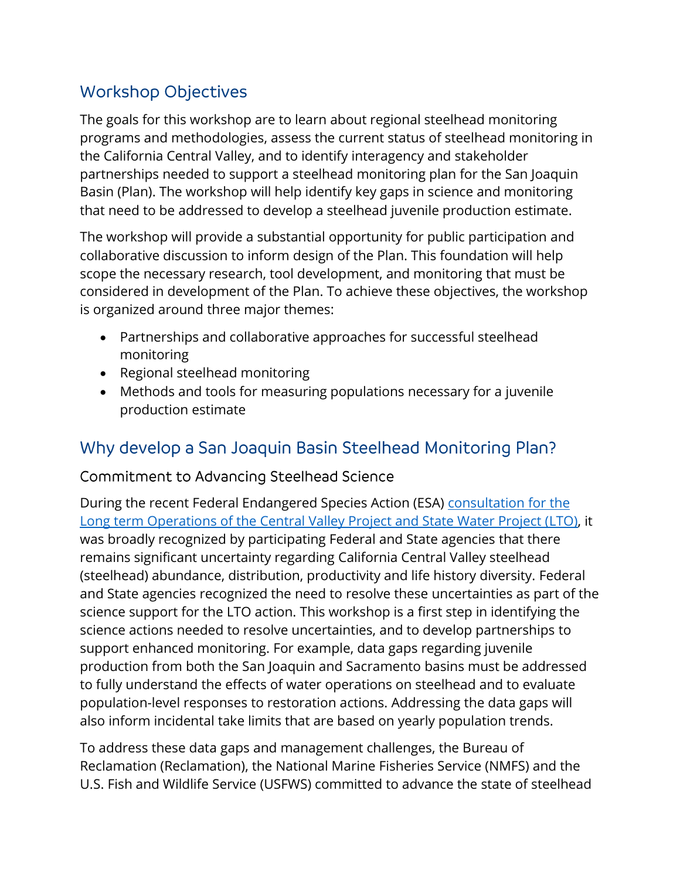## Workshop Objectives

The goals for this workshop are to learn about regional steelhead monitoring programs and methodologies, assess the current status of steelhead monitoring in the California Central Valley, and to identify interagency and stakeholder partnerships needed to support a steelhead monitoring plan for the San Joaquin Basin (Plan). The workshop will help identify key gaps in science and monitoring that need to be addressed to develop a steelhead juvenile production estimate.

The workshop will provide a substantial opportunity for public participation and collaborative discussion to inform design of the Plan. This foundation will help scope the necessary research, tool development, and monitoring that must be considered in development of the Plan. To achieve these objectives, the workshop is organized around three major themes:

- Partnerships and collaborative approaches for successful steelhead monitoring
- Regional steelhead monitoring
- Methods and tools for measuring populations necessary for a juvenile production estimate

## Why develop a San Joaquin Basin Steelhead Monitoring Plan?

### Commitment to Advancing Steelhead Science

During the recent Federal Endangered Species Action (ESA) [consultation for the Long term Operations of the Central Valley Project and State Water Project (LTO)](), it was broadly recognized by participating Federal and State agencies that there remains significant uncertainty regarding California Central Valley steelhead (steelhead) abundance, distribution, productivity and life history diversity. Federal and State agencies recognized the need to resolve these uncertainties as part of the science support for the LTO action. This workshop is a first step in identifying the science actions needed to resolve uncertainties, and to develop partnerships to support enhanced monitoring. For example, data gaps regarding juvenile production from both the San Joaquin and Sacramento basins must be addressed to fully understand the effects of water operations on steelhead and to evaluate population-level responses to restoration actions. Addressing the data gaps will also inform incidental take limits that are based on yearly population trends.

To address these data gaps and management challenges, the Bureau of Reclamation (Reclamation), the National Marine Fisheries Service (NMFS) and the U.S. Fish and Wildlife Service (USFWS) committed to advance the state of steelhead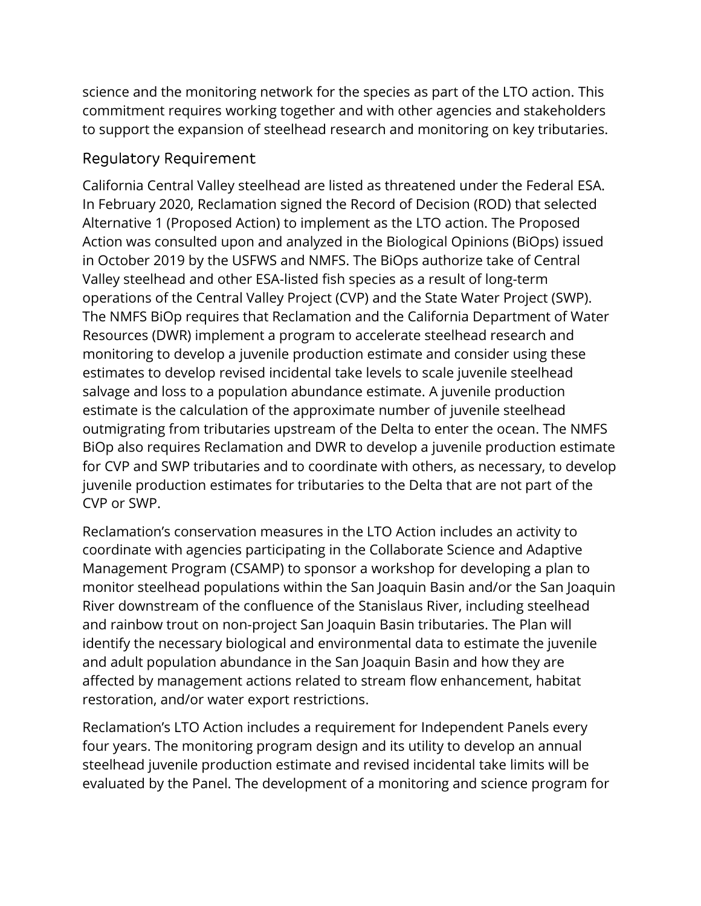science and the monitoring network for the species as part of the LTO action. This commitment requires working together and with other agencies and stakeholders to support the expansion of steelhead research and monitoring on key tributaries.

## Regulatory Requirement

California Central Valley steelhead are listed as threatened under the Federal ESA. In February 2020, Reclamation signed the Record of Decision (ROD) that selected Alternative 1 (Proposed Action) to implement as the LTO action. The Proposed Action was consulted upon and analyzed in the Biological Opinions (BiOps) issued in October 2019 by the USFWS and NMFS. The BiOps authorize take of Central Valley steelhead and other ESA-listed fish species as a result of long-term operations of the Central Valley Project (CVP) and the State Water Project (SWP). The NMFS BiOp requires that Reclamation and the California Department of Water Resources (DWR) implement a program to accelerate steelhead research and monitoring to develop a juvenile production estimate and consider using these estimates to develop revised incidental take levels to scale juvenile steelhead salvage and loss to a population abundance estimate. A juvenile production estimate is the calculation of the approximate number of juvenile steelhead outmigrating from tributaries upstream of the Delta to enter the ocean. The NMFS BiOp also requires Reclamation and DWR to develop a juvenile production estimate for CVP and SWP tributaries and to coordinate with others, as necessary, to develop juvenile production estimates for tributaries to the Delta that are not part of the CVP or SWP.

Reclamation's conservation measures in the LTO Action includes an activity to coordinate with agencies participating in the Collaborate Science and Adaptive Management Program (CSAMP) to sponsor a workshop for developing a plan to monitor steelhead populations within the San Joaquin Basin and/or the San Joaquin River downstream of the confluence of the Stanislaus River, including steelhead and rainbow trout on non-project San Joaquin Basin tributaries. The Plan will identify the necessary biological and environmental data to estimate the juvenile and adult population abundance in the San Joaquin Basin and how they are affected by management actions related to stream flow enhancement, habitat restoration, and/or water export restrictions.

Reclamation's LTO Action includes a requirement for Independent Panels every four years. The monitoring program design and its utility to develop an annual steelhead juvenile production estimate and revised incidental take limits will be evaluated by the Panel. The development of a monitoring and science program for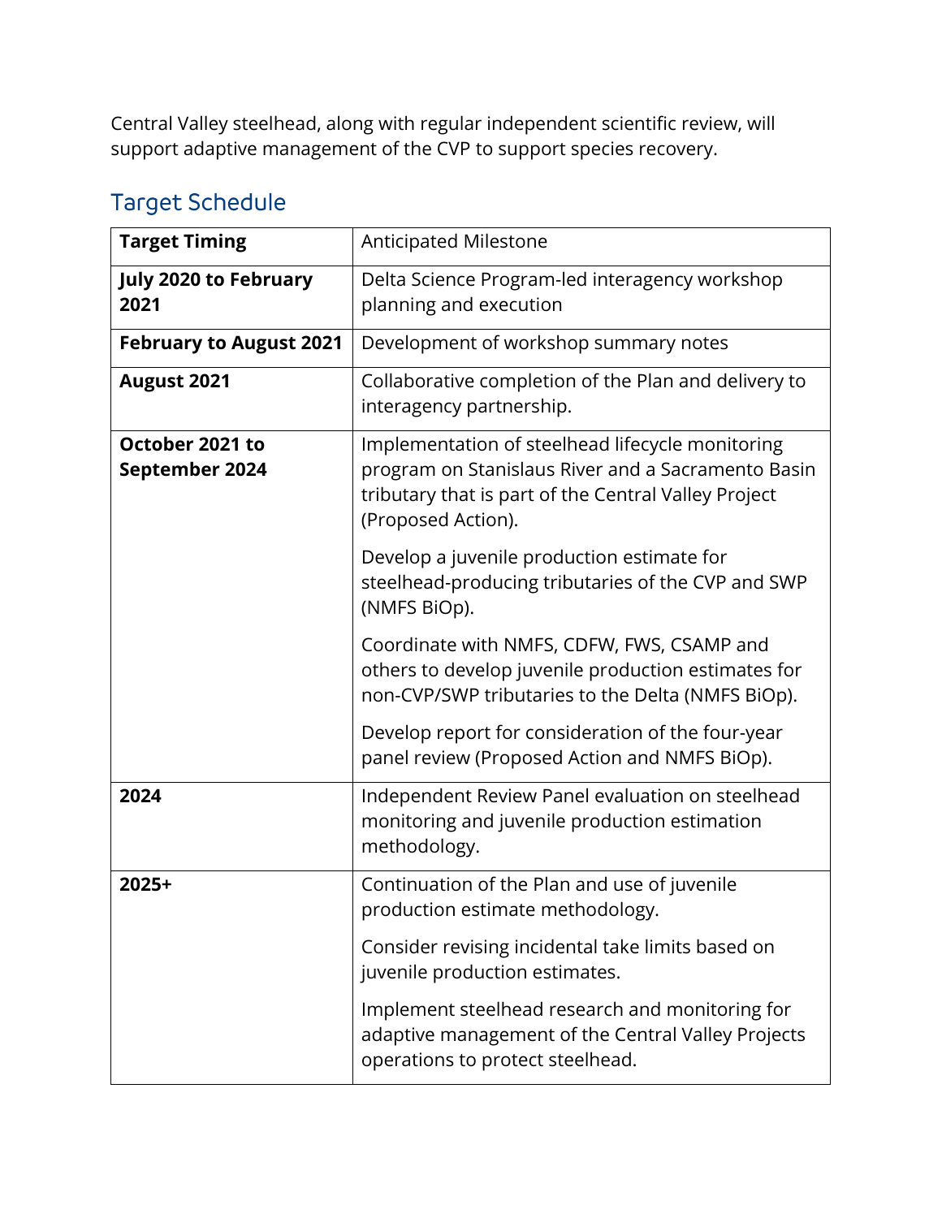Central Valley steelhead, along with regular independent scientific review, will support adaptive management of the CVP to support species recovery.

## Target Schedule

| **Target Timing** | Anticipated Milestone |
|---|---|
| **July 2020 to February 2021** | Delta Science Program-led interagency workshop planning and execution |
| **February to August 2021** | Development of workshop summary notes |
| **August 2021** | Collaborative completion of the Plan and delivery to interagency partnership. |
| **October 2021 to September 2024** | Implementation of steelhead lifecycle monitoring program on Stanislaus River and a Sacramento Basin tributary that is part of the Central Valley Project (Proposed Action).<br><br>Develop a juvenile production estimate for steelhead-producing tributaries of the CVP and SWP (NMFS BiOp).<br><br>Coordinate with NMFS, CDFW, FWS, CSAMP and others to develop juvenile production estimates for non-CVP/SWP tributaries to the Delta (NMFS BiOp).<br><br>Develop report for consideration of the four-year panel review (Proposed Action and NMFS BiOp). |
| **2024** | Independent Review Panel evaluation on steelhead monitoring and juvenile production estimation methodology. |
| **2025+** | Continuation of the Plan and use of juvenile production estimate methodology.<br><br>Consider revising incidental take limits based on juvenile production estimates.<br><br>Implement steelhead research and monitoring for adaptive management of the Central Valley Projects operations to protect steelhead. |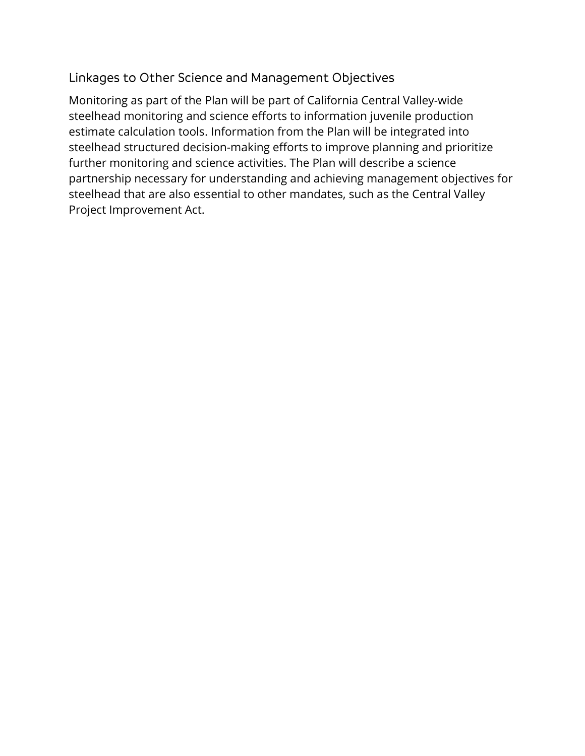### Linkages to Other Science and Management Objectives

Monitoring as part of the Plan will be part of California Central Valley-wide steelhead monitoring and science efforts to information juvenile production estimate calculation tools. Information from the Plan will be integrated into steelhead structured decision-making efforts to improve planning and prioritize further monitoring and science activities. The Plan will describe a science partnership necessary for understanding and achieving management objectives for steelhead that are also essential to other mandates, such as the Central Valley Project Improvement Act.